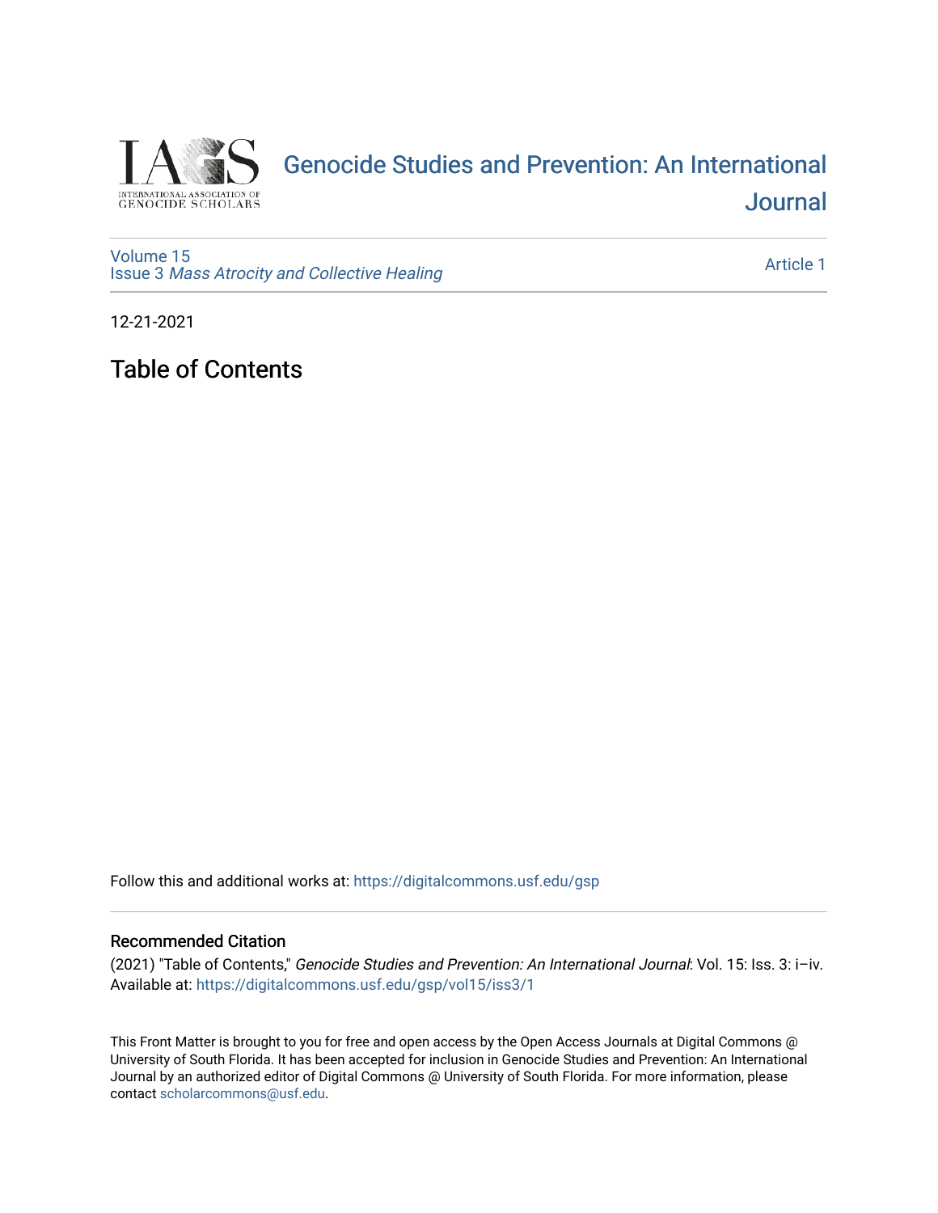# Genocide Studies and Prevention: An International Journal

Volume 15
Issue 3 *Mass Atrocity and Collective Healing*

Article 1

12-21-2021

## Table of Contents

Follow this and additional works at: https://digitalcommons.usf.edu/gsp

### Recommended Citation

(2021) "Table of Contents," *Genocide Studies and Prevention: An International Journal*: Vol. 15: Iss. 3: i–iv.
Available at: https://digitalcommons.usf.edu/gsp/vol15/iss3/1

This Front Matter is brought to you for free and open access by the Open Access Journals at Digital Commons @ University of South Florida. It has been accepted for inclusion in Genocide Studies and Prevention: An International Journal by an authorized editor of Digital Commons @ University of South Florida. For more information, please contact scholarcommons@usf.edu.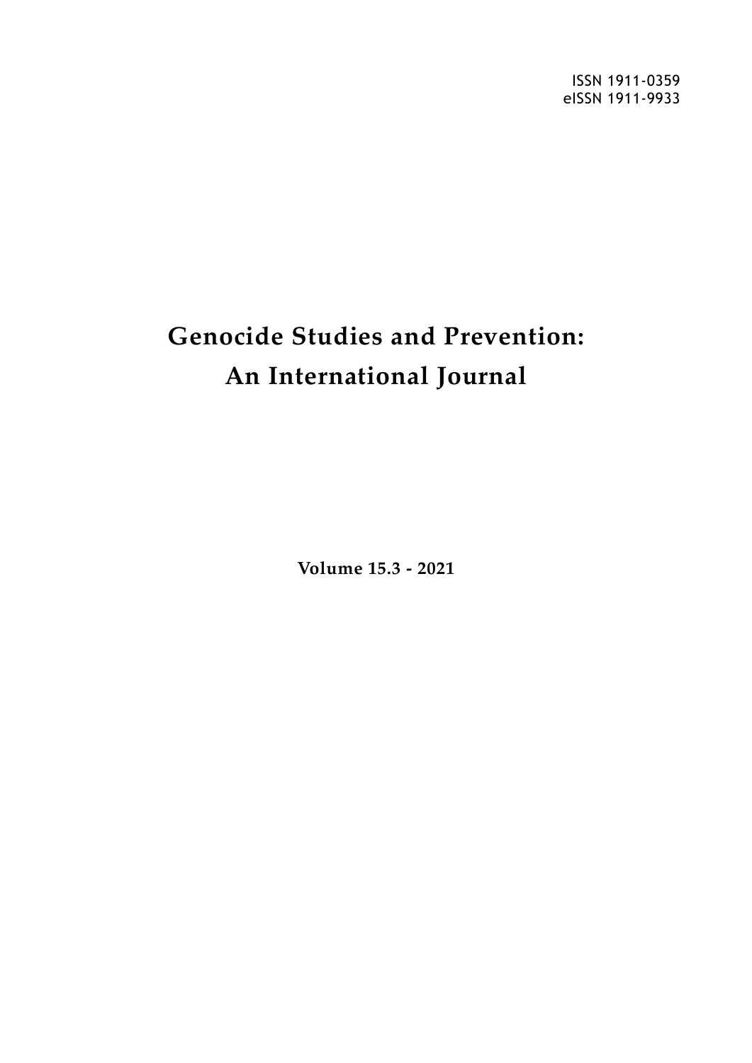ISSN 1911-0359
eISSN 1911-9933

# Genocide Studies and Prevention: An International Journal

**Volume 15.3 - 2021**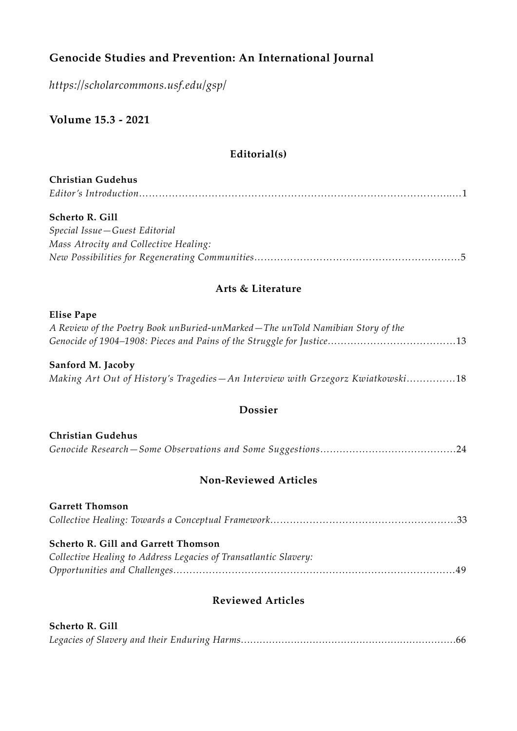# Genocide Studies and Prevention: An International Journal

*https://scholarcommons.usf.edu/gsp/*

## Volume 15.3 - 2021

### Editorial(s)

**Christian Gudehus**
*Editor's Introduction*.....................................................................................................1

**Scherto R. Gill**
*Special Issue—Guest Editorial*
*Mass Atrocity and Collective Healing:*
*New Possibilities for Regenerating Communities*..............................................................5

### Arts & Literature

**Elise Pape**
*A Review of the Poetry Book unBuried-unMarked—The unTold Namibian Story of the Genocide of 1904–1908: Pieces and Pains of the Struggle for Justice*......................................13

**Sanford M. Jacoby**
*Making Art Out of History's Tragedies—An Interview with Grzegorz Kwiatkowski*...............18

### Dossier

**Christian Gudehus**
*Genocide Research—Some Observations and Some Suggestions*..........................................24

### Non-Reviewed Articles

**Garrett Thomson**
*Collective Healing: Towards a Conceptual Framework*........................................................33

**Scherto R. Gill and Garrett Thomson**
*Collective Healing to Address Legacies of Transatlantic Slavery:*
*Opportunities and Challenges*..........................................................................................49

### Reviewed Articles

**Scherto R. Gill**
*Legacies of Slavery and their Enduring Harms*...................................................................66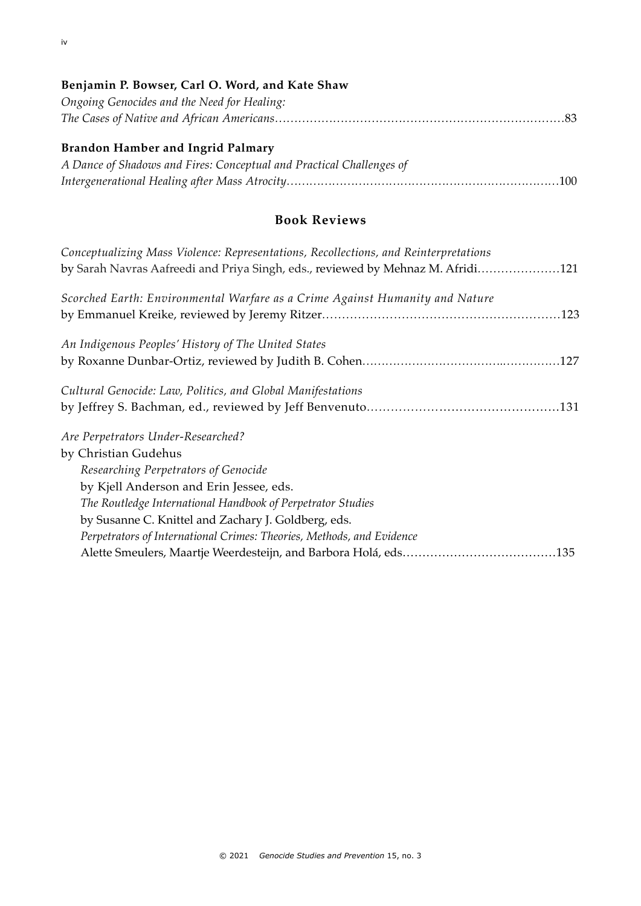**Benjamin P. Bowser, Carl O. Word, and Kate Shaw**

*Ongoing Genocides and the Need for Healing:*
*The Cases of Native and African Americans*……………………………………………………………………83

**Brandon Hamber and Ingrid Palmary**

*A Dance of Shadows and Fires: Conceptual and Practical Challenges of*
*Intergenerational Healing after Mass Atrocity*……………………………………………………………100

## Book Reviews

*Conceptualizing Mass Violence: Representations, Recollections, and Reinterpretations*
by Sarah Navras Aafreedi and Priya Singh, eds., reviewed by Mehnaz M. Afridi…………………121

*Scorched Earth: Environmental Warfare as a Crime Against Humanity and Nature*
by Emmanuel Kreike, reviewed by Jeremy Ritzer……………………………………………………123

*An Indigenous Peoples' History of The United States*
by Roxanne Dunbar-Ortiz, reviewed by Judith B. Cohen……………………………………………127

*Cultural Genocide: Law, Politics, and Global Manifestations*
by Jeffrey S. Bachman, ed., reviewed by Jeff Benvenuto…………………………………………131

*Are Perpetrators Under-Researched?*
by Christian Gudehus

*Researching Perpetrators of Genocide*
by Kjell Anderson and Erin Jessee, eds.

*The Routledge International Handbook of Perpetrator Studies*
by Susanne C. Knittel and Zachary J. Goldberg, eds.

*Perpetrators of International Crimes: Theories, Methods, and Evidence*
Alette Smeulers, Maartje Weerdesteijn, and Barbora Holá, eds…………………………………135